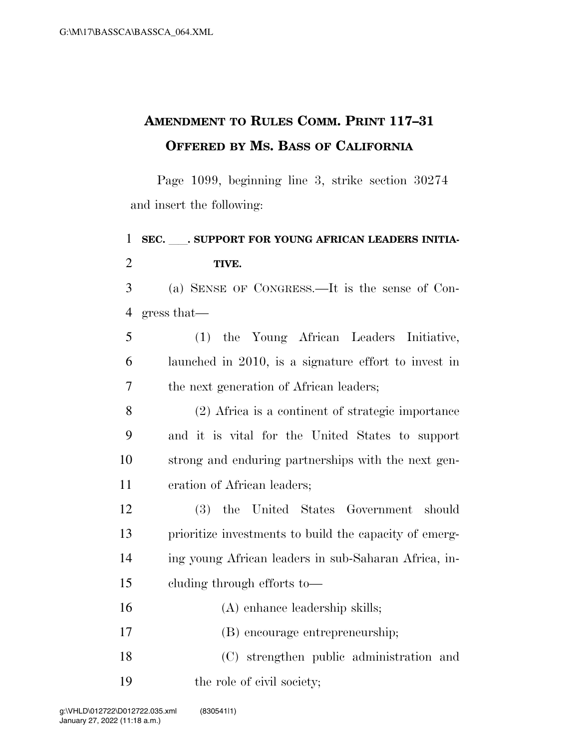# AMENDMENT TO RULES COMM. PRINT 117–31 OFFERED BY MS. BASS OF CALIFORNIA

Page 1099, beginning line 3, strike section 30274 and insert the following:

**SEC. \_\_\_. SUPPORT FOR YOUNG AFRICAN LEADERS INITIATIVE.**

(a) SENSE OF CONGRESS.—It is the sense of Congress that—

(1) the Young African Leaders Initiative, launched in 2010, is a signature effort to invest in the next generation of African leaders;

(2) Africa is a continent of strategic importance and it is vital for the United States to support strong and enduring partnerships with the next generation of African leaders;

(3) the United States Government should prioritize investments to build the capacity of emerging young African leaders in sub-Saharan Africa, including through efforts to—

(A) enhance leadership skills;

(B) encourage entrepreneurship;

(C) strengthen public administration and the role of civil society;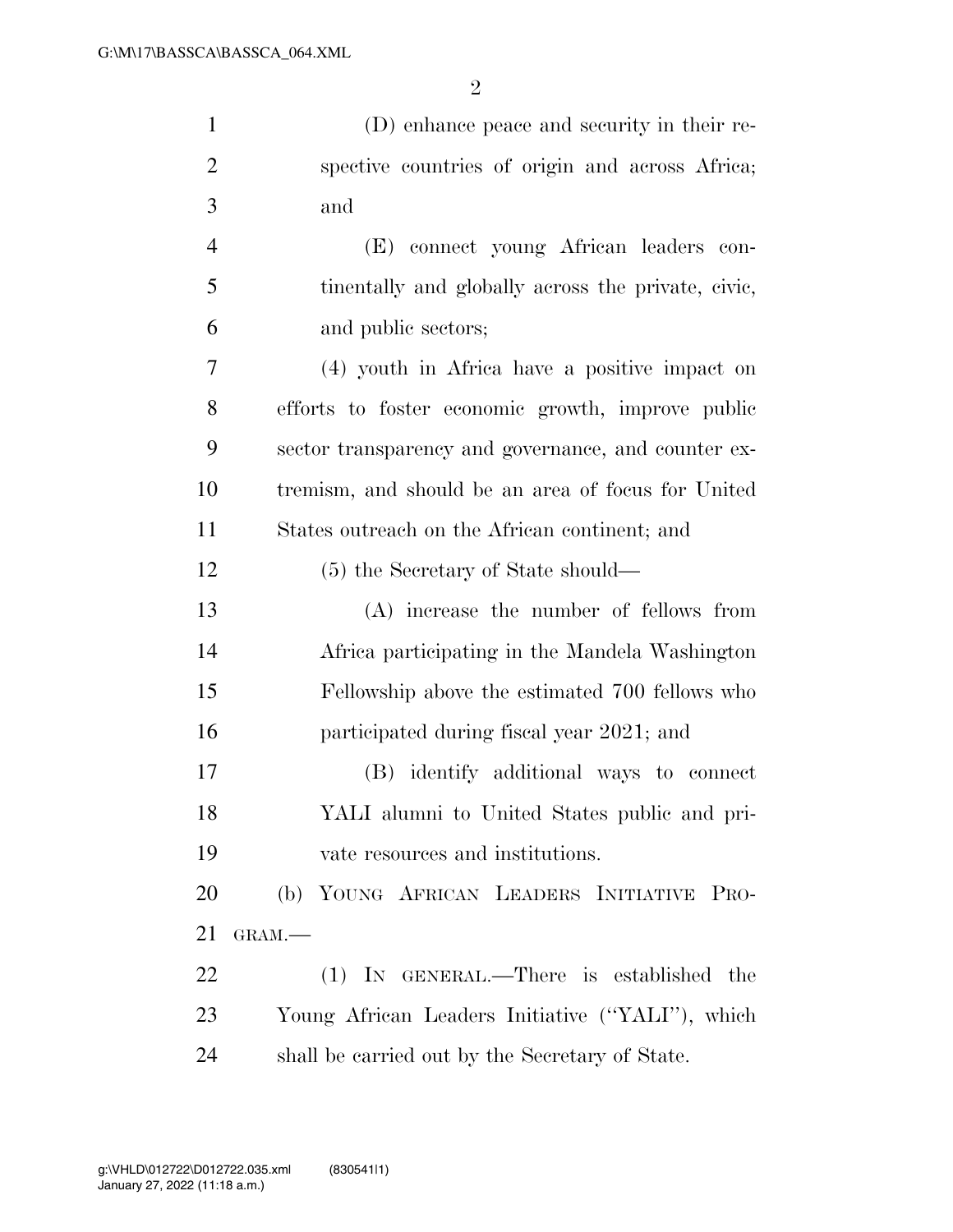(D) enhance peace and security in their respective countries of origin and across Africa; and

(E) connect young African leaders continentally and globally across the private, civic, and public sectors;

(4) youth in Africa have a positive impact on efforts to foster economic growth, improve public sector transparency and governance, and counter extremism, and should be an area of focus for United States outreach on the African continent; and

(5) the Secretary of State should—

(A) increase the number of fellows from Africa participating in the Mandela Washington Fellowship above the estimated 700 fellows who participated during fiscal year 2021; and

(B) identify additional ways to connect YALI alumni to United States public and private resources and institutions.

(b) YOUNG AFRICAN LEADERS INITIATIVE PROGRAM.—

(1) IN GENERAL.—There is established the Young African Leaders Initiative (''YALI''), which shall be carried out by the Secretary of State.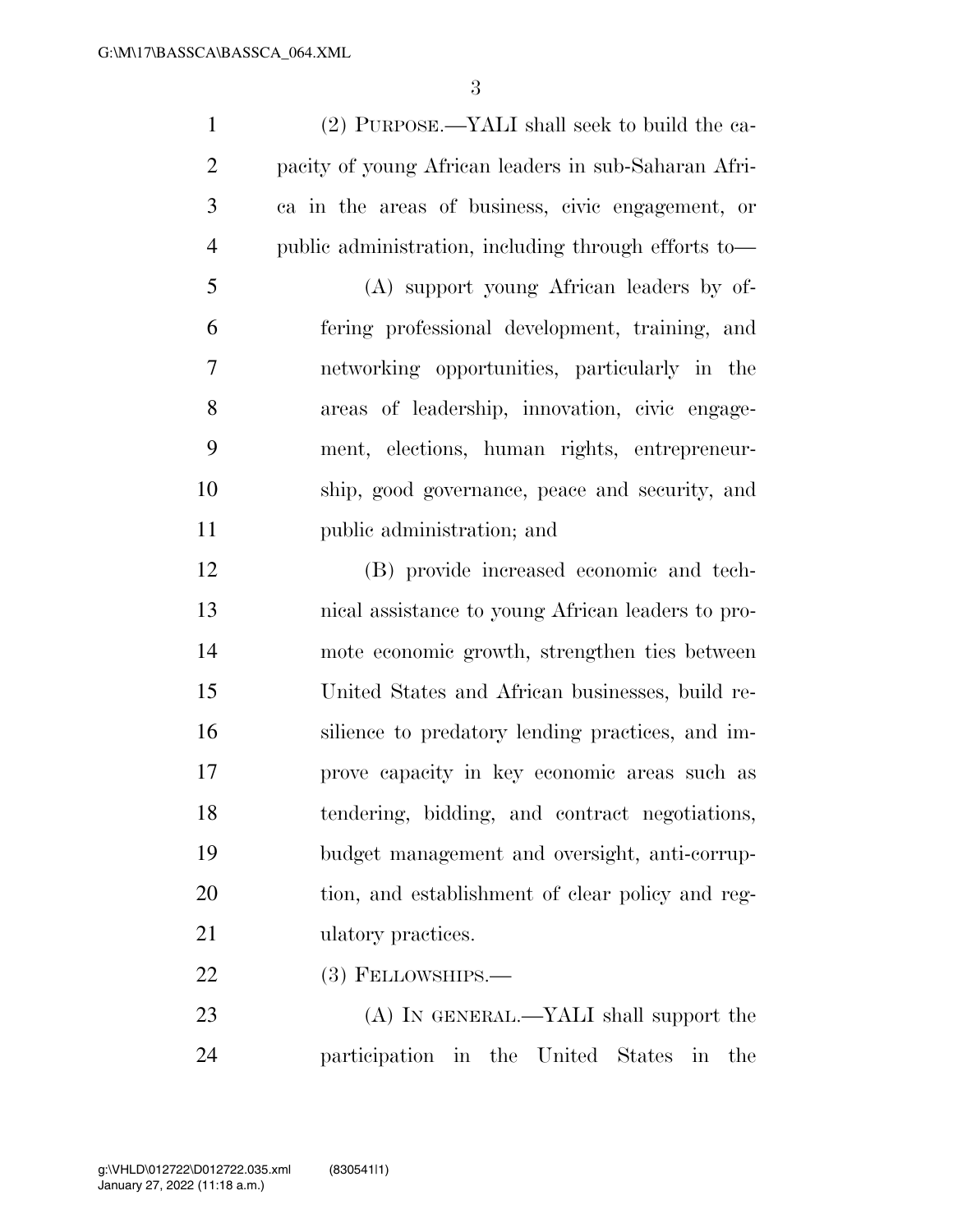(2) PURPOSE.—YALI shall seek to build the capacity of young African leaders in sub-Saharan Africa in the areas of business, civic engagement, or public administration, including through efforts to—

(A) support young African leaders by offering professional development, training, and networking opportunities, particularly in the areas of leadership, innovation, civic engagement, elections, human rights, entrepreneurship, good governance, peace and security, and public administration; and

(B) provide increased economic and technical assistance to young African leaders to promote economic growth, strengthen ties between United States and African businesses, build resilience to predatory lending practices, and improve capacity in key economic areas such as tendering, bidding, and contract negotiations, budget management and oversight, anti-corruption, and establishment of clear policy and regulatory practices.

(3) FELLOWSHIPS.—

(A) IN GENERAL.—YALI shall support the participation in the United States in the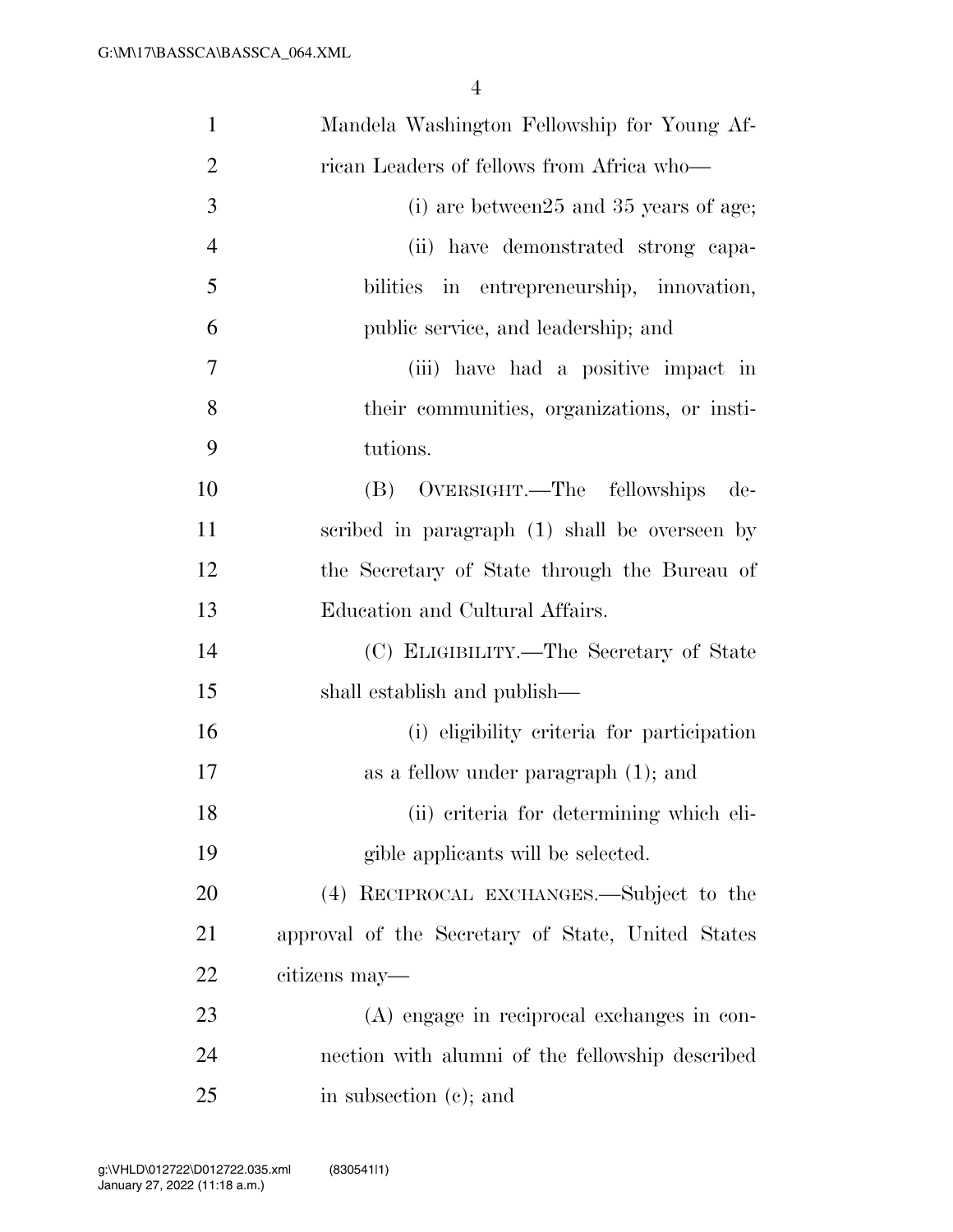Mandela Washington Fellowship for Young African Leaders of fellows from Africa who—

(i) are between25 and 35 years of age;

(ii) have demonstrated strong capabilities in entrepreneurship, innovation, public service, and leadership; and

(iii) have had a positive impact in their communities, organizations, or institutions.

(B) OVERSIGHT.—The fellowships described in paragraph (1) shall be overseen by the Secretary of State through the Bureau of Education and Cultural Affairs.

(C) ELIGIBILITY.—The Secretary of State shall establish and publish—

(i) eligibility criteria for participation as a fellow under paragraph (1); and

(ii) criteria for determining which eligible applicants will be selected.

(4) RECIPROCAL EXCHANGES.—Subject to the approval of the Secretary of State, United States citizens may—

(A) engage in reciprocal exchanges in connection with alumni of the fellowship described in subsection (c); and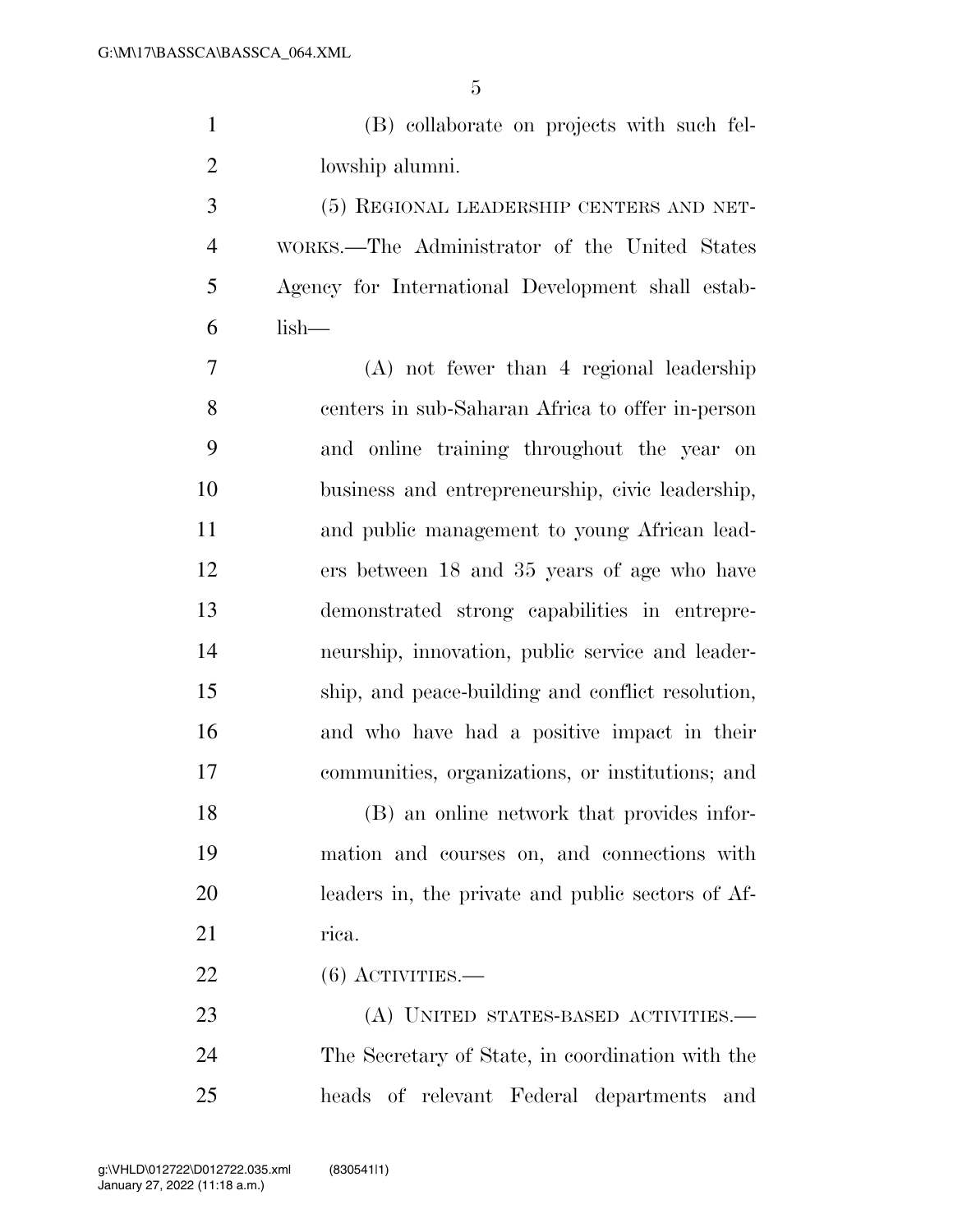(B) collaborate on projects with such fellowship alumni.

(5) REGIONAL LEADERSHIP CENTERS AND NETWORKS.—The Administrator of the United States Agency for International Development shall establish—

(A) not fewer than 4 regional leadership centers in sub-Saharan Africa to offer in-person and online training throughout the year on business and entrepreneurship, civic leadership, and public management to young African leaders between 18 and 35 years of age who have demonstrated strong capabilities in entrepreneurship, innovation, public service and leadership, and peace-building and conflict resolution, and who have had a positive impact in their communities, organizations, or institutions; and

(B) an online network that provides information and courses on, and connections with leaders in, the private and public sectors of Africa.

(6) ACTIVITIES.—

(A) UNITED STATES-BASED ACTIVITIES.—The Secretary of State, in coordination with the heads of relevant Federal departments and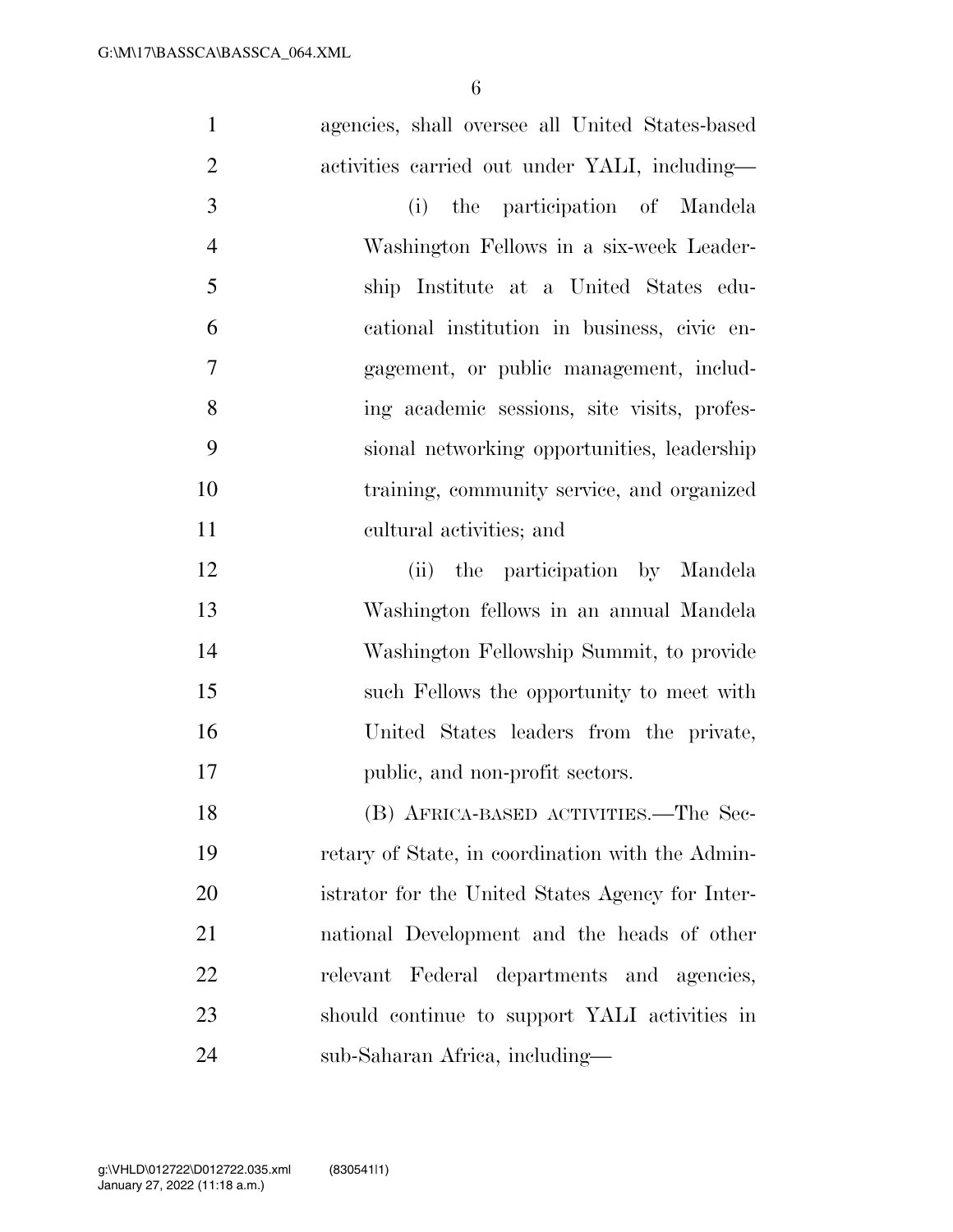agencies, shall oversee all United States-based activities carried out under YALI, including—

(i) the participation of Mandela Washington Fellows in a six-week Leadership Institute at a United States educational institution in business, civic engagement, or public management, including academic sessions, site visits, professional networking opportunities, leadership training, community service, and organized cultural activities; and

(ii) the participation by Mandela Washington fellows in an annual Mandela Washington Fellowship Summit, to provide such Fellows the opportunity to meet with United States leaders from the private, public, and non-profit sectors.

(B) AFRICA-BASED ACTIVITIES.—The Secretary of State, in coordination with the Administrator for the United States Agency for International Development and the heads of other relevant Federal departments and agencies, should continue to support YALI activities in sub-Saharan Africa, including—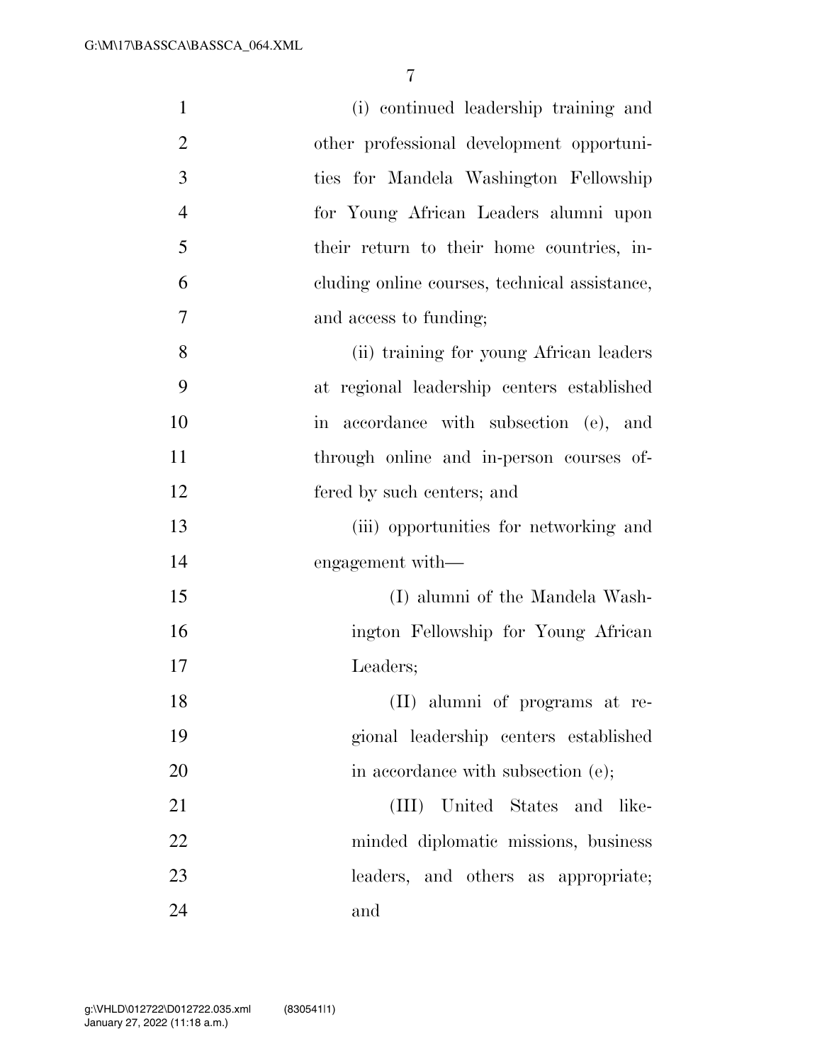(i) continued leadership training and other professional development opportunities for Mandela Washington Fellowship for Young African Leaders alumni upon their return to their home countries, including online courses, technical assistance, and access to funding;

(ii) training for young African leaders at regional leadership centers established in accordance with subsection (e), and through online and in-person courses offered by such centers; and

(iii) opportunities for networking and engagement with—

(I) alumni of the Mandela Washington Fellowship for Young African Leaders;

(II) alumni of programs at regional leadership centers established in accordance with subsection (e);

(III) United States and like-minded diplomatic missions, business leaders, and others as appropriate; and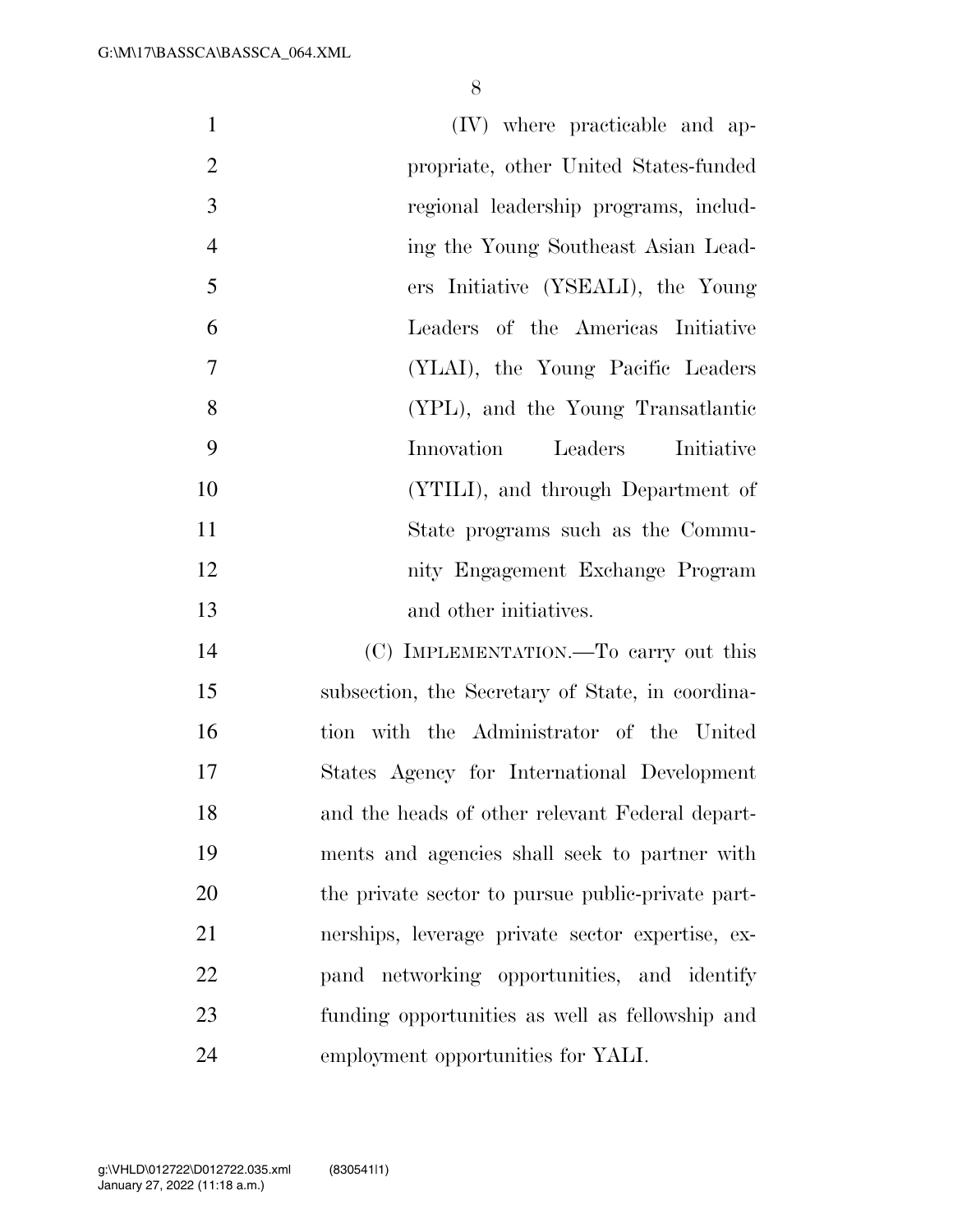(IV) where practicable and appropriate, other United States-funded regional leadership programs, including the Young Southeast Asian Leaders Initiative (YSEALI), the Young Leaders of the Americas Initiative (YLAI), the Young Pacific Leaders (YPL), and the Young Transatlantic Innovation Leaders Initiative (YTILI), and through Department of State programs such as the Community Engagement Exchange Program and other initiatives.

(C) IMPLEMENTATION.—To carry out this subsection, the Secretary of State, in coordination with the Administrator of the United States Agency for International Development and the heads of other relevant Federal departments and agencies shall seek to partner with the private sector to pursue public-private partnerships, leverage private sector expertise, expand networking opportunities, and identify funding opportunities as well as fellowship and employment opportunities for YALI.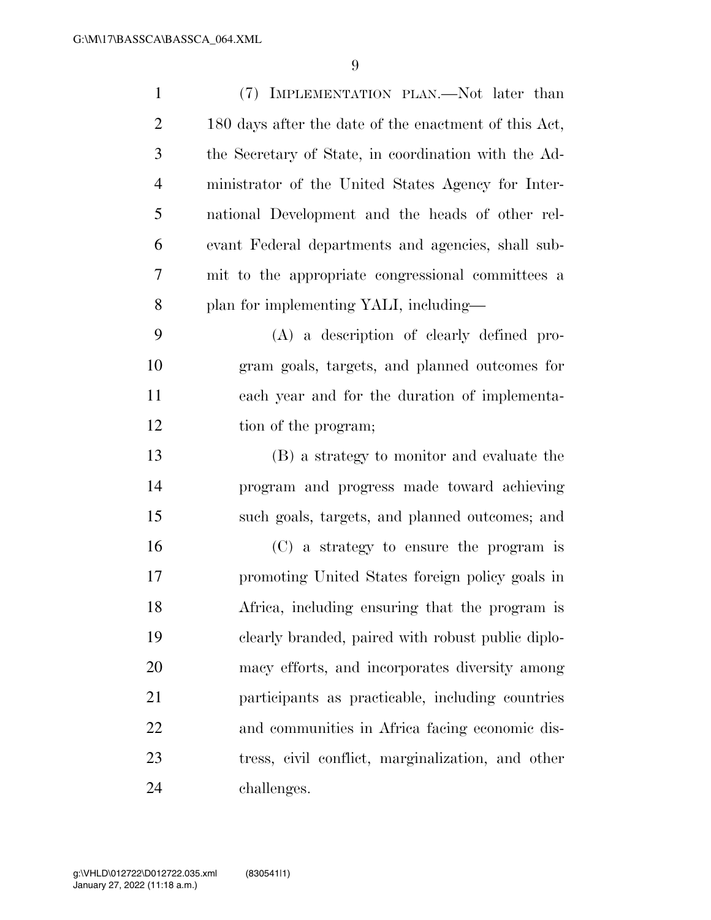(7) IMPLEMENTATION PLAN.—Not later than 180 days after the date of the enactment of this Act, the Secretary of State, in coordination with the Administrator of the United States Agency for International Development and the heads of other relevant Federal departments and agencies, shall submit to the appropriate congressional committees a plan for implementing YALI, including—

(A) a description of clearly defined program goals, targets, and planned outcomes for each year and for the duration of implementation of the program;

(B) a strategy to monitor and evaluate the program and progress made toward achieving such goals, targets, and planned outcomes; and

(C) a strategy to ensure the program is promoting United States foreign policy goals in Africa, including ensuring that the program is clearly branded, paired with robust public diplomacy efforts, and incorporates diversity among participants as practicable, including countries and communities in Africa facing economic distress, civil conflict, marginalization, and other challenges.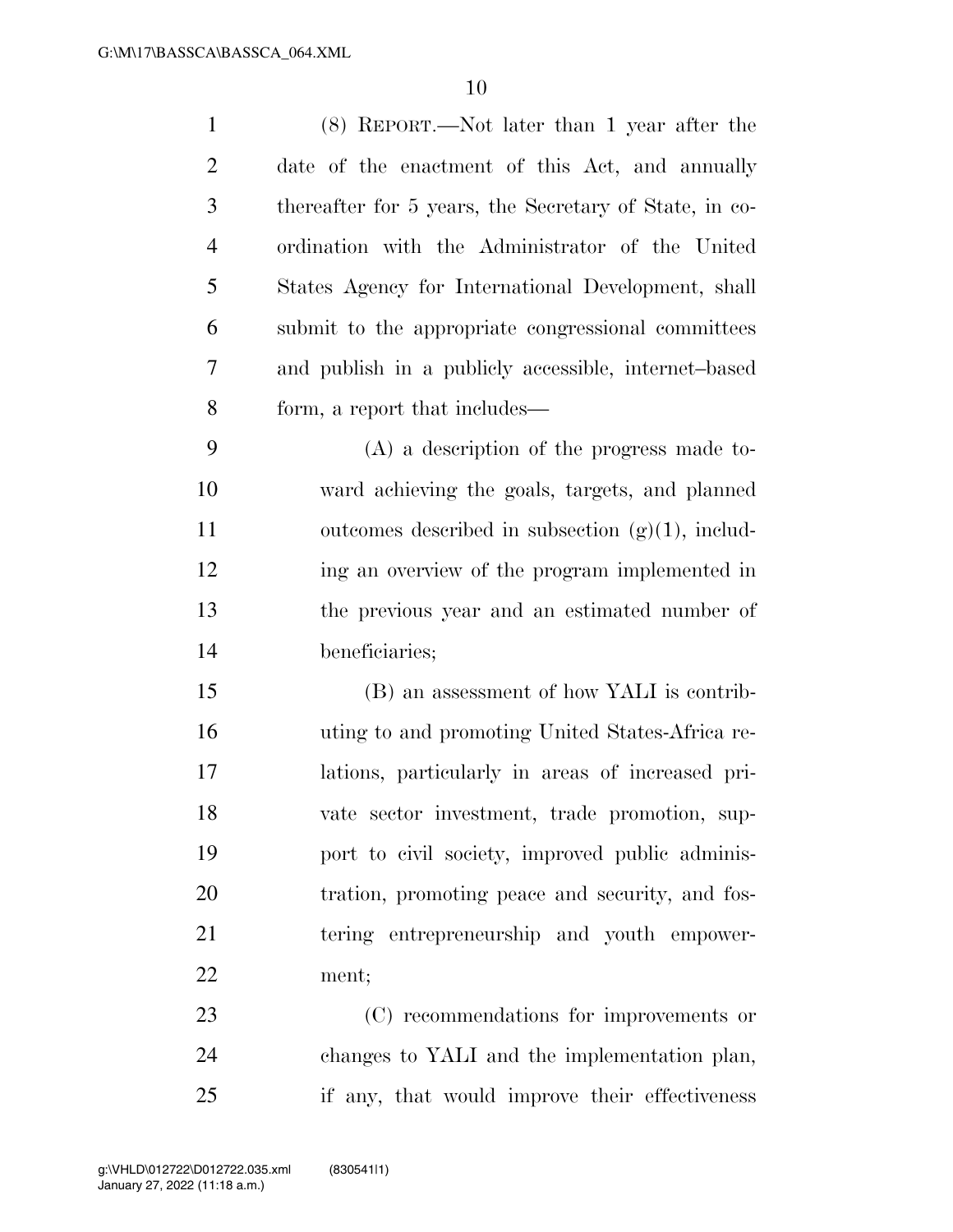(8) REPORT.—Not later than 1 year after the date of the enactment of this Act, and annually thereafter for 5 years, the Secretary of State, in coordination with the Administrator of the United States Agency for International Development, shall submit to the appropriate congressional committees and publish in a publicly accessible, internet–based form, a report that includes—

(A) a description of the progress made toward achieving the goals, targets, and planned outcomes described in subsection (g)(1), including an overview of the program implemented in the previous year and an estimated number of beneficiaries;

(B) an assessment of how YALI is contributing to and promoting United States-Africa relations, particularly in areas of increased private sector investment, trade promotion, support to civil society, improved public administration, promoting peace and security, and fostering entrepreneurship and youth empowerment;

(C) recommendations for improvements or changes to YALI and the implementation plan, if any, that would improve their effectiveness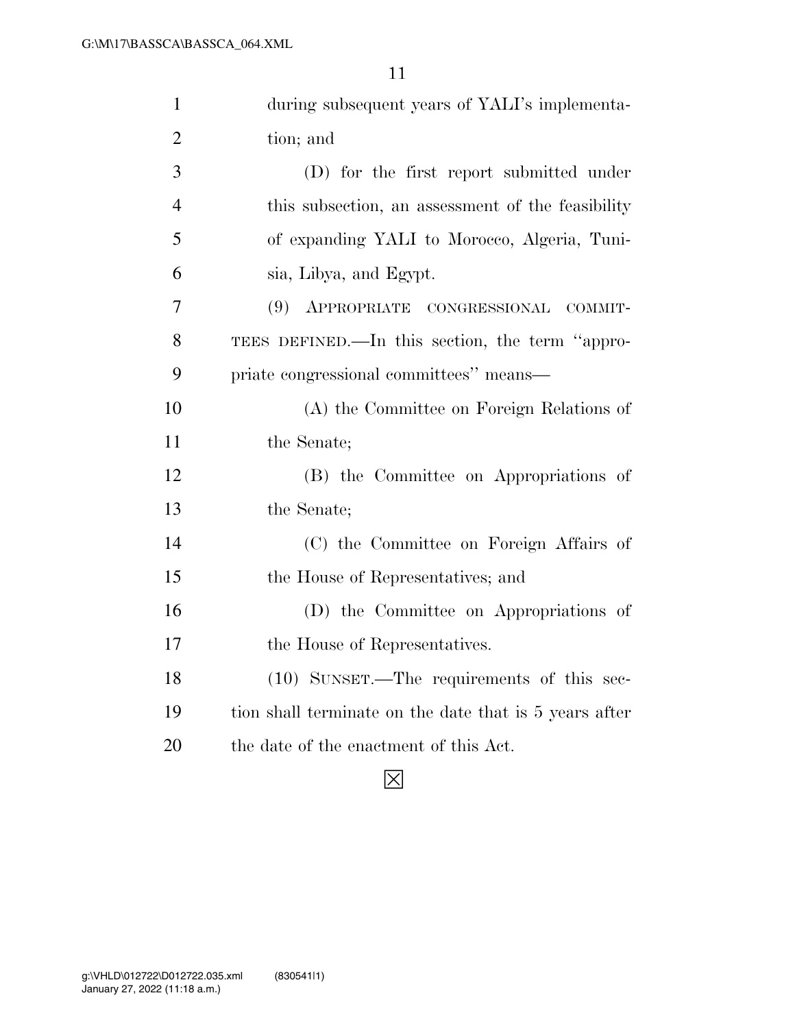during subsequent years of YALI's implementation; and

(D) for the first report submitted under this subsection, an assessment of the feasibility of expanding YALI to Morocco, Algeria, Tunisia, Libya, and Egypt.

(9) APPROPRIATE CONGRESSIONAL COMMITTEES DEFINED.—In this section, the term "appropriate congressional committees" means—

(A) the Committee on Foreign Relations of the Senate;

(B) the Committee on Appropriations of the Senate;

(C) the Committee on Foreign Affairs of the House of Representatives; and

(D) the Committee on Appropriations of the House of Representatives.

(10) SUNSET.—The requirements of this section shall terminate on the date that is 5 years after the date of the enactment of this Act.